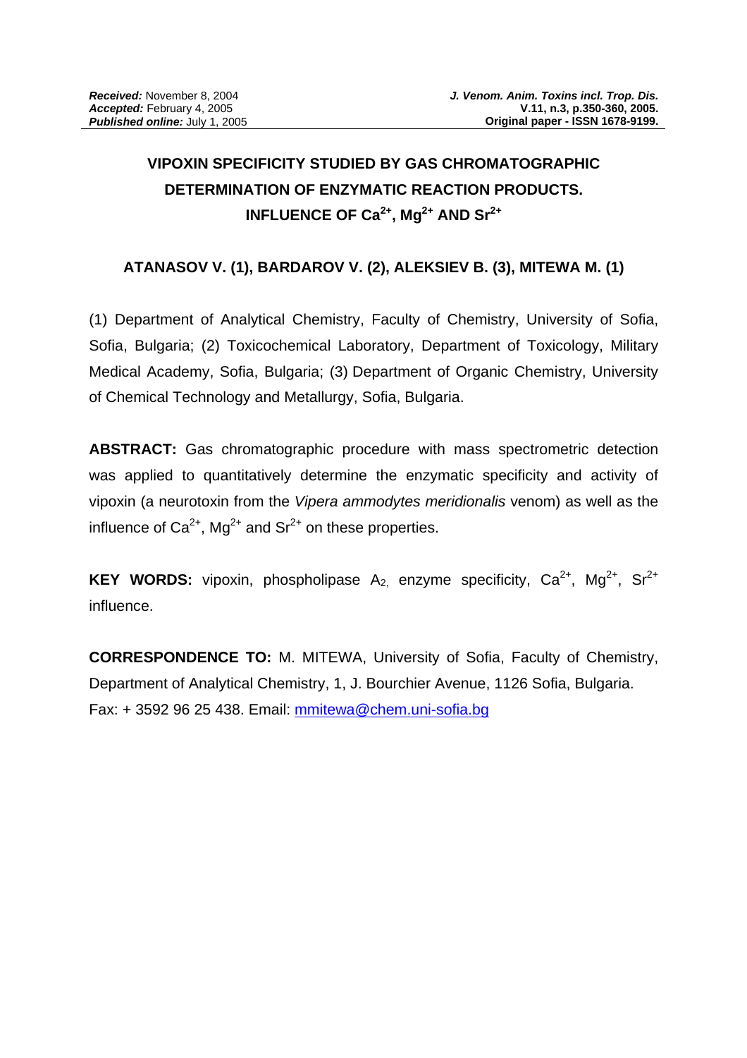**Received:** November 8, 2004
**Accepted:** February 4, 2005
**Published online:** July 1, 2005

# VIPOXIN SPECIFICITY STUDIED BY GAS CHROMATOGRAPHIC DETERMINATION OF ENZYMATIC REACTION PRODUCTS. INFLUENCE OF $Ca^{2+}$, $Mg^{2+}$ AND $Sr^{2+}$

**ATANASOV V. (1), BARDAROV V. (2), ALEKSIEV B. (3), MITEWA M. (1)**

(1) Department of Analytical Chemistry, Faculty of Chemistry, University of Sofia, Sofia, Bulgaria; (2) Toxicochemical Laboratory, Department of Toxicology, Military Medical Academy, Sofia, Bulgaria; (3) Department of Organic Chemistry, University of Chemical Technology and Metallurgy, Sofia, Bulgaria.

**ABSTRACT:** Gas chromatographic procedure with mass spectrometric detection was applied to quantitatively determine the enzymatic specificity and activity of vipoxin (a neurotoxin from the *Vipera ammodytes meridionalis* venom) as well as the influence of $Ca^{2+}$, $Mg^{2+}$ and $Sr^{2+}$ on these properties.

**KEY WORDS:** vipoxin, phospholipase $A_2$, enzyme specificity, $Ca^{2+}$, $Mg^{2+}$, $Sr^{2+}$ influence.

**CORRESPONDENCE TO:** M. MITEWA, University of Sofia, Faculty of Chemistry, Department of Analytical Chemistry, 1, J. Bourchier Avenue, 1126 Sofia, Bulgaria. Fax: + 3592 96 25 438. Email: mmitewa@chem.uni-sofia.bg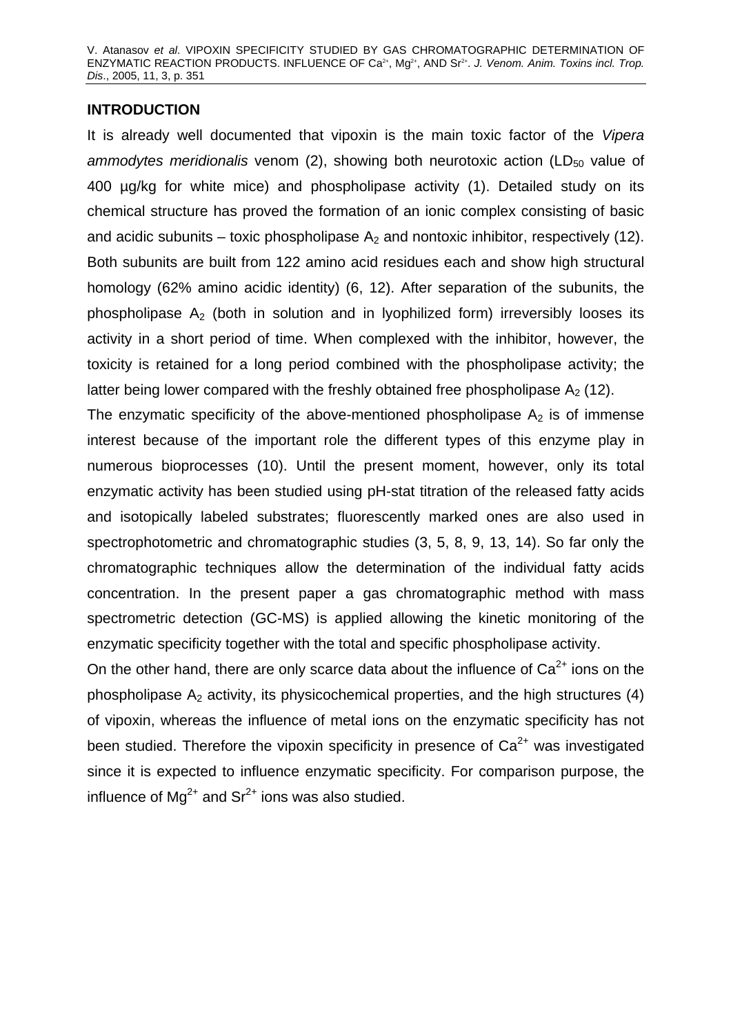## INTRODUCTION

It is already well documented that vipoxin is the main toxic factor of the *Vipera ammodytes meridionalis* venom (2), showing both neurotoxic action ($LD_{50}$ value of 400 µg/kg for white mice) and phospholipase activity (1). Detailed study on its chemical structure has proved the formation of an ionic complex consisting of basic and acidic subunits – toxic phospholipase $A_2$ and nontoxic inhibitor, respectively (12). Both subunits are built from 122 amino acid residues each and show high structural homology (62% amino acidic identity) (6, 12). After separation of the subunits, the phospholipase $A_2$ (both in solution and in lyophilized form) irreversibly looses its activity in a short period of time. When complexed with the inhibitor, however, the toxicity is retained for a long period combined with the phospholipase activity; the latter being lower compared with the freshly obtained free phospholipase $A_2$ (12).

The enzymatic specificity of the above-mentioned phospholipase $A_2$ is of immense interest because of the important role the different types of this enzyme play in numerous bioprocesses (10). Until the present moment, however, only its total enzymatic activity has been studied using pH-stat titration of the released fatty acids and isotopically labeled substrates; fluorescently marked ones are also used in spectrophotometric and chromatographic studies (3, 5, 8, 9, 13, 14). So far only the chromatographic techniques allow the determination of the individual fatty acids concentration. In the present paper a gas chromatographic method with mass spectrometric detection (GC-MS) is applied allowing the kinetic monitoring of the enzymatic specificity together with the total and specific phospholipase activity.

On the other hand, there are only scarce data about the influence of $Ca^{2+}$ ions on the phospholipase $A_2$ activity, its physicochemical properties, and the high structures (4) of vipoxin, whereas the influence of metal ions on the enzymatic specificity has not been studied. Therefore the vipoxin specificity in presence of $Ca^{2+}$ was investigated since it is expected to influence enzymatic specificity. For comparison purpose, the influence of $Mg^{2+}$ and $Sr^{2+}$ ions was also studied.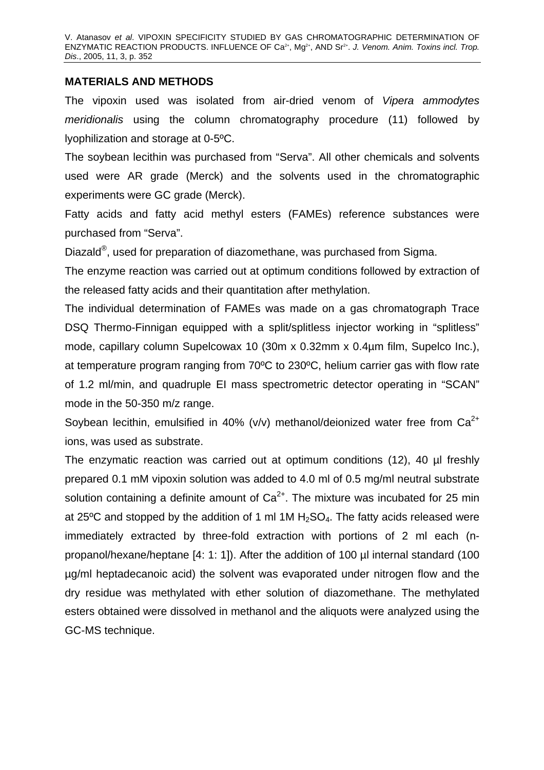## MATERIALS AND METHODS

The vipoxin used was isolated from air-dried venom of *Vipera ammodytes meridionalis* using the column chromatography procedure (11) followed by lyophilization and storage at 0-5ºC.

The soybean lecithin was purchased from "Serva". All other chemicals and solvents used were AR grade (Merck) and the solvents used in the chromatographic experiments were GC grade (Merck).

Fatty acids and fatty acid methyl esters (FAMEs) reference substances were purchased from "Serva".

Diazald®, used for preparation of diazomethane, was purchased from Sigma.

The enzyme reaction was carried out at optimum conditions followed by extraction of the released fatty acids and their quantitation after methylation.

The individual determination of FAMEs was made on a gas chromatograph Trace DSQ Thermo-Finnigan equipped with a split/splitless injector working in "splitless" mode, capillary column Supelcowax 10 (30m x 0.32mm x 0.4µm film, Supelco Inc.), at temperature program ranging from 70ºC to 230ºC, helium carrier gas with flow rate of 1.2 ml/min, and quadruple EI mass spectrometric detector operating in "SCAN" mode in the 50-350 m/z range.

Soybean lecithin, emulsified in 40% (v/v) methanol/deionized water free from $Ca^{2+}$ ions, was used as substrate.

The enzymatic reaction was carried out at optimum conditions (12), 40 µl freshly prepared 0.1 mM vipoxin solution was added to 4.0 ml of 0.5 mg/ml neutral substrate solution containing a definite amount of $Ca^{2+}$. The mixture was incubated for 25 min at 25ºC and stopped by the addition of 1 ml 1M $H_2SO_4$. The fatty acids released were immediately extracted by three-fold extraction with portions of 2 ml each (n-propanol/hexane/heptane [4: 1: 1]). After the addition of 100 µl internal standard (100 µg/ml heptadecanoic acid) the solvent was evaporated under nitrogen flow and the dry residue was methylated with ether solution of diazomethane. The methylated esters obtained were dissolved in methanol and the aliquots were analyzed using the GC-MS technique.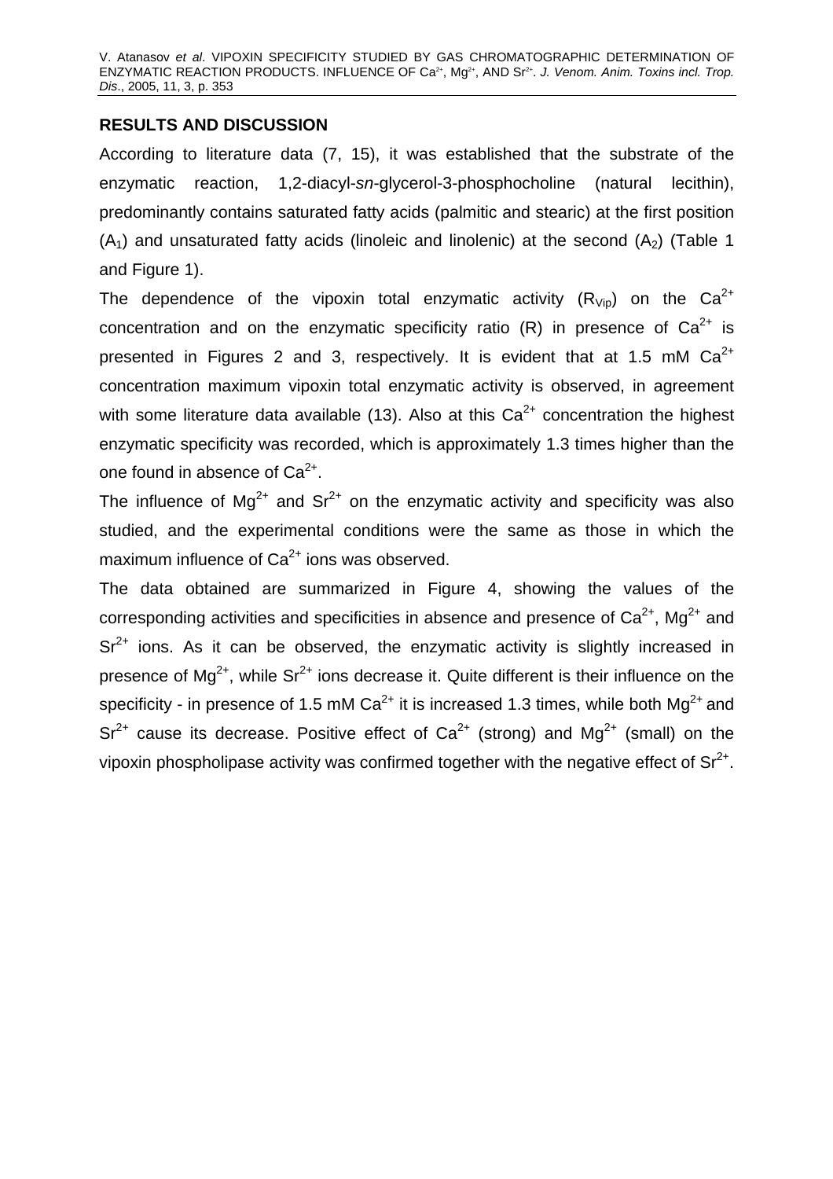## RESULTS AND DISCUSSION

According to literature data (7, 15), it was established that the substrate of the enzymatic reaction, 1,2-diacyl-*sn*-glycerol-3-phosphocholine (natural lecithin), predominantly contains saturated fatty acids (palmitic and stearic) at the first position ($A_1$) and unsaturated fatty acids (linoleic and linolenic) at the second ($A_2$) (Table 1 and Figure 1).

The dependence of the vipoxin total enzymatic activity ($R_{Vip}$) on the $Ca^{2+}$ concentration and on the enzymatic specificity ratio (R) in presence of $Ca^{2+}$ is presented in Figures 2 and 3, respectively. It is evident that at 1.5 mM $Ca^{2+}$ concentration maximum vipoxin total enzymatic activity is observed, in agreement with some literature data available (13). Also at this $Ca^{2+}$ concentration the highest enzymatic specificity was recorded, which is approximately 1.3 times higher than the one found in absence of $Ca^{2+}$.

The influence of $Mg^{2+}$ and $Sr^{2+}$ on the enzymatic activity and specificity was also studied, and the experimental conditions were the same as those in which the maximum influence of $Ca^{2+}$ ions was observed.

The data obtained are summarized in Figure 4, showing the values of the corresponding activities and specificities in absence and presence of $Ca^{2+}$, $Mg^{2+}$ and $Sr^{2+}$ ions. As it can be observed, the enzymatic activity is slightly increased in presence of $Mg^{2+}$, while $Sr^{2+}$ ions decrease it. Quite different is their influence on the specificity - in presence of 1.5 mM $Ca^{2+}$ it is increased 1.3 times, while both $Mg^{2+}$ and $Sr^{2+}$ cause its decrease. Positive effect of $Ca^{2+}$ (strong) and $Mg^{2+}$ (small) on the vipoxin phospholipase activity was confirmed together with the negative effect of $Sr^{2+}$.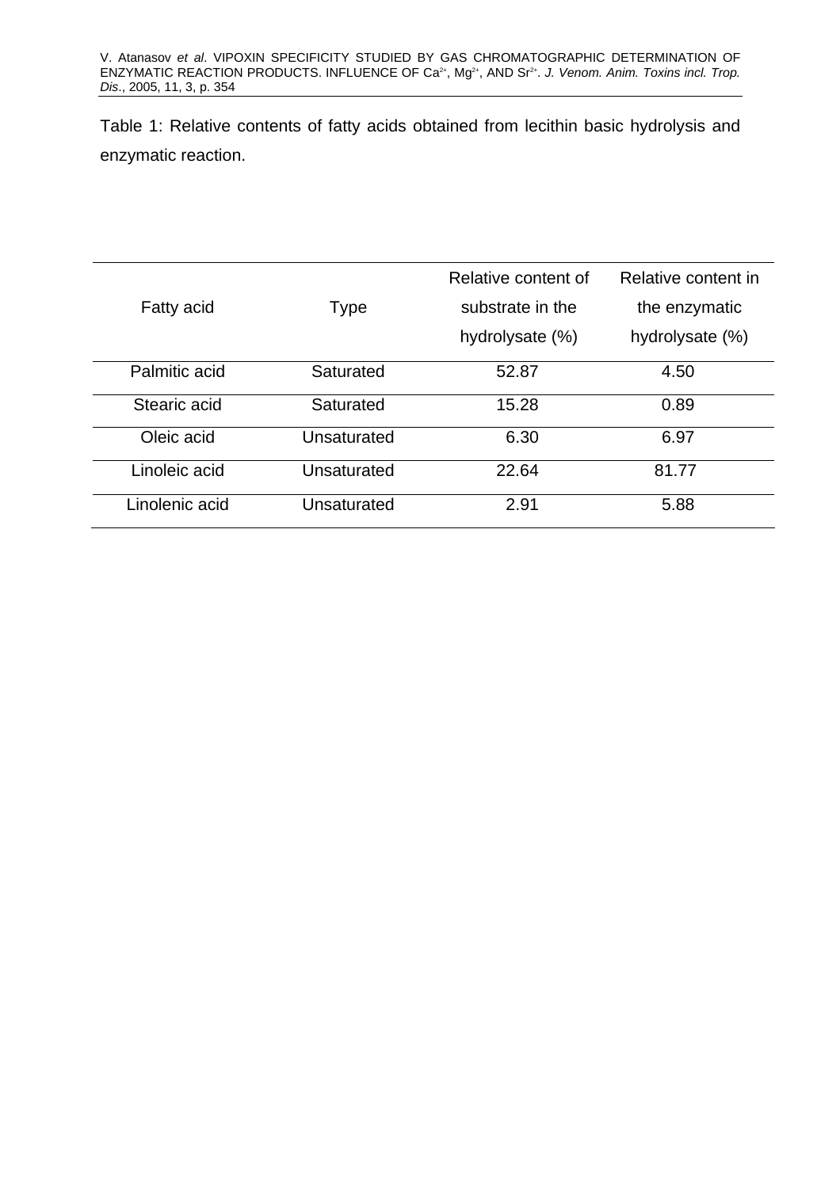Table 1: Relative contents of fatty acids obtained from lecithin basic hydrolysis and enzymatic reaction.

| Fatty acid | Type | Relative content of substrate in the hydrolysate (%) | Relative content in the enzymatic hydrolysate (%) |
|---|---|---|---|
| Palmitic acid | Saturated | 52.87 | 4.50 |
| Stearic acid | Saturated | 15.28 | 0.89 |
| Oleic acid | Unsaturated | 6.30 | 6.97 |
| Linoleic acid | Unsaturated | 22.64 | 81.77 |
| Linolenic acid | Unsaturated | 2.91 | 5.88 |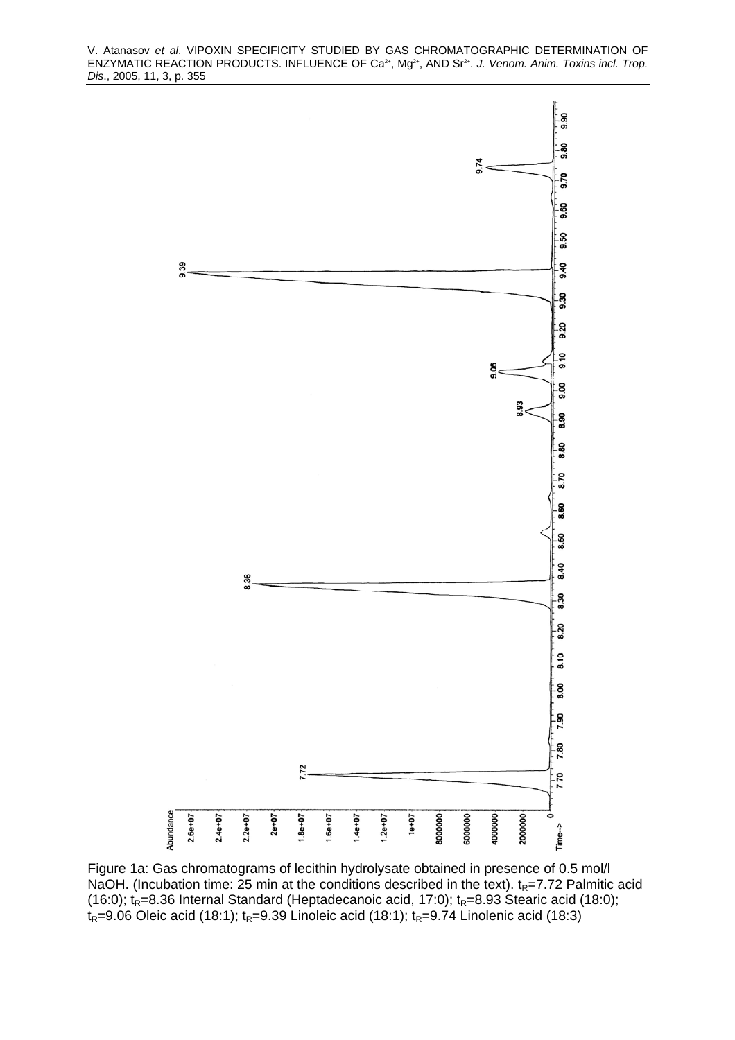Figure 1a: Gas chromatograms of lecithin hydrolysate obtained in presence of 0.5 mol/l NaOH. (Incubation time: 25 min at the conditions described in the text). $t_R$=7.72 Palmitic acid (16:0); $t_R$=8.36 Internal Standard (Heptadecanoic acid, 17:0); $t_R$=8.93 Stearic acid (18:0); $t_R$=9.06 Oleic acid (18:1); $t_R$=9.39 Linoleic acid (18:1); $t_R$=9.74 Linolenic acid (18:3)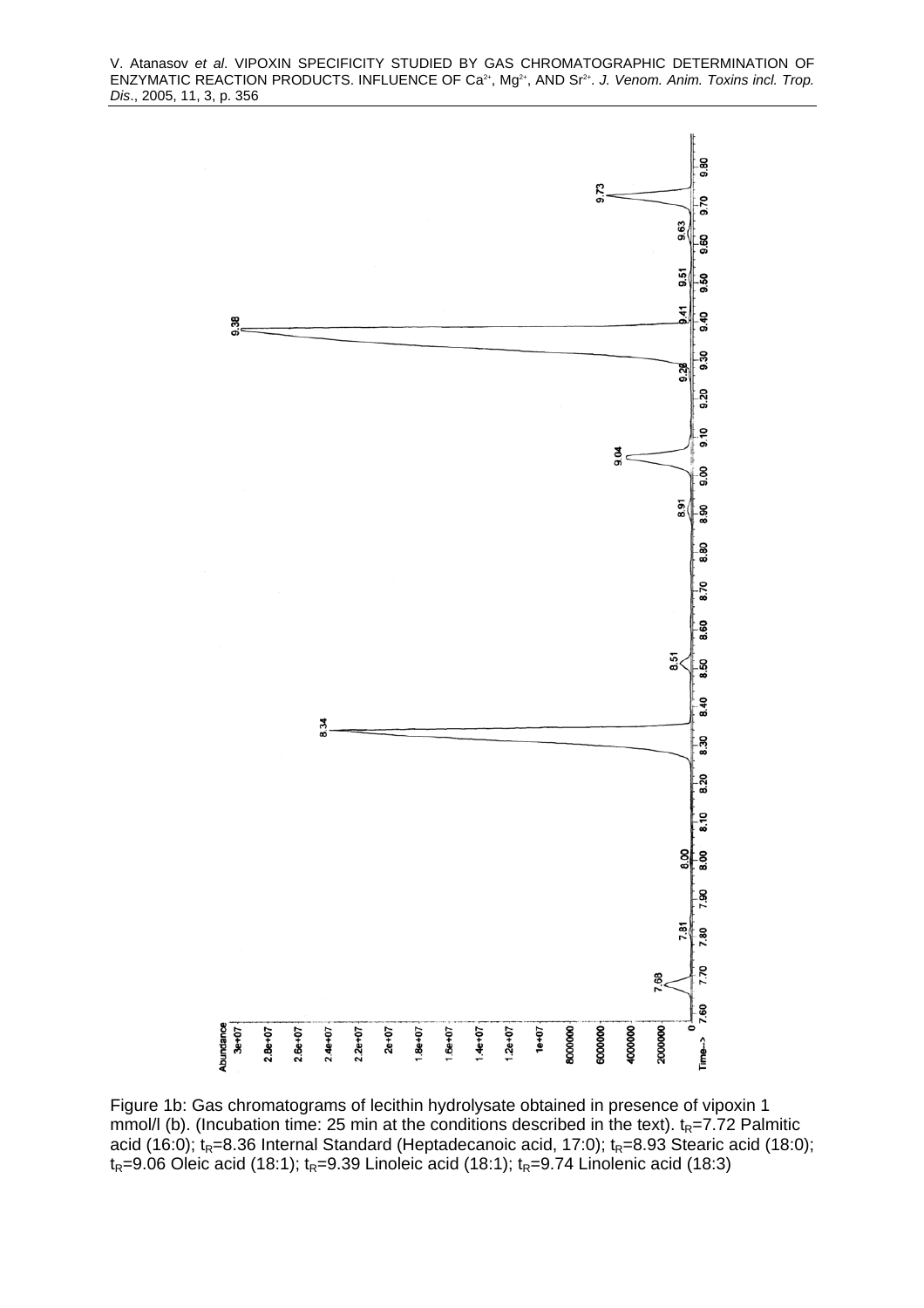Figure 1b: Gas chromatograms of lecithin hydrolysate obtained in presence of vipoxin 1 mmol/l (b). (Incubation time: 25 min at the conditions described in the text). $t_R$=7.72 Palmitic acid (16:0); $t_R$=8.36 Internal Standard (Heptadecanoic acid, 17:0); $t_R$=8.93 Stearic acid (18:0); $t_R$=9.06 Oleic acid (18:1); $t_R$=9.39 Linoleic acid (18:1); $t_R$=9.74 Linolenic acid (18:3)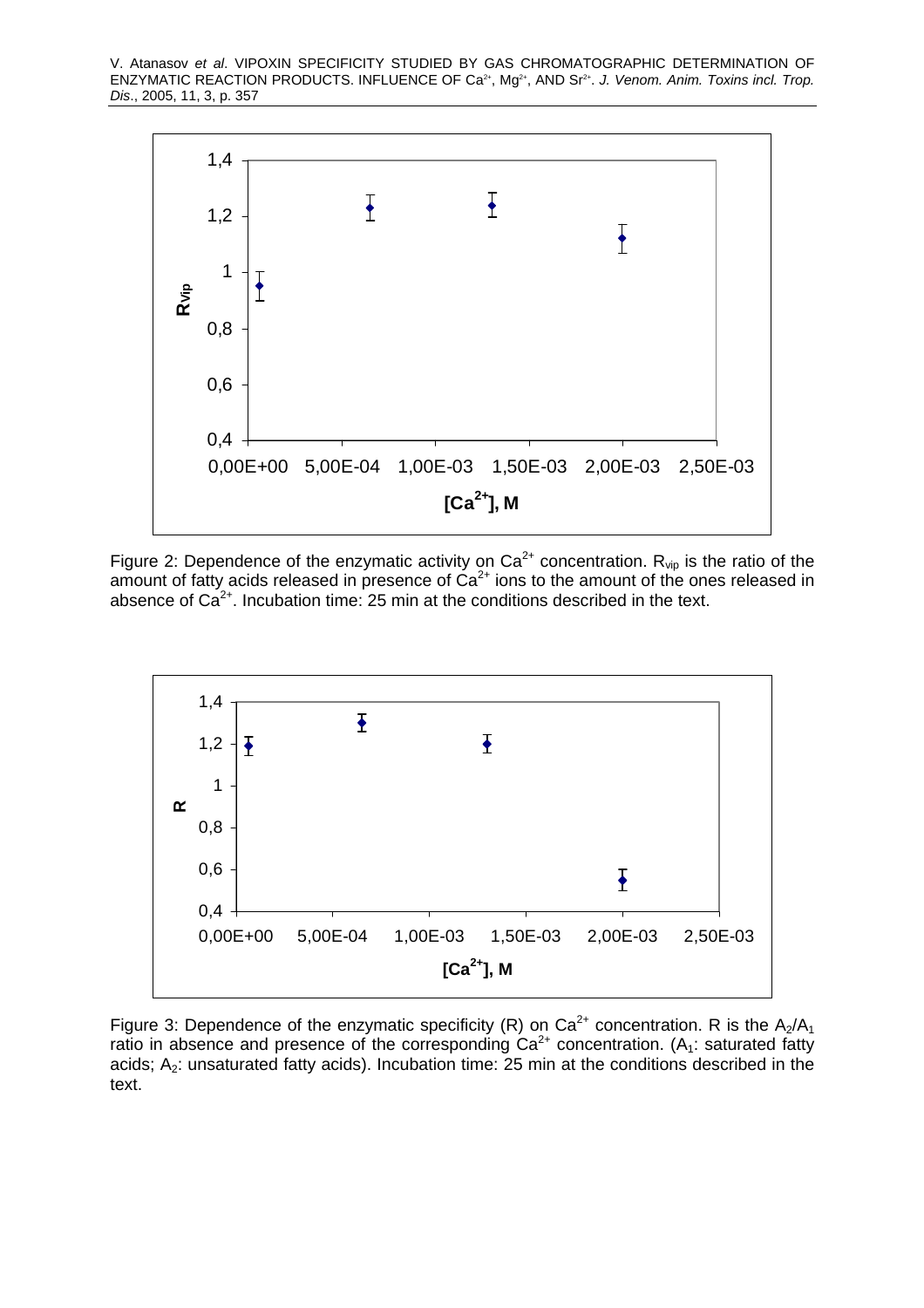Figure 2: Dependence of the enzymatic activity on $Ca^{2+}$ concentration. $R_{vip}$ is the ratio of the amount of fatty acids released in presence of $Ca^{2+}$ ions to the amount of the ones released in absence of $Ca^{2+}$. Incubation time: 25 min at the conditions described in the text.

Figure 3: Dependence of the enzymatic specificity (R) on $Ca^{2+}$ concentration. R is the $A_2/A_1$ ratio in absence and presence of the corresponding $Ca^{2+}$ concentration. ($A_1$: saturated fatty acids; $A_2$: unsaturated fatty acids). Incubation time: 25 min at the conditions described in the text.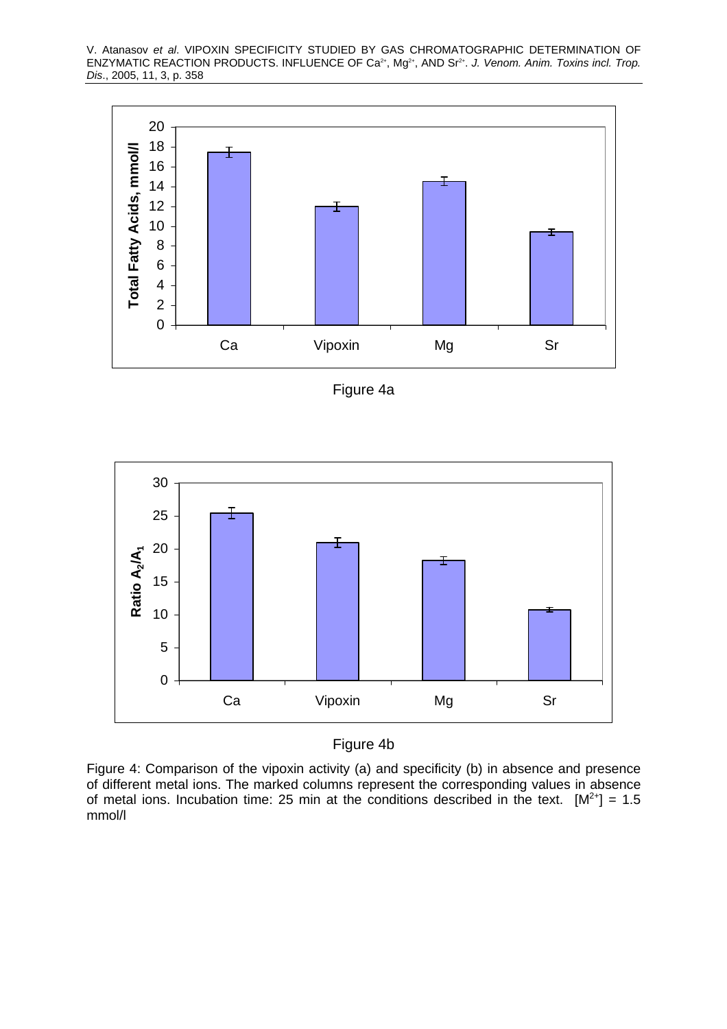Figure 4a

Figure 4b

Figure 4: Comparison of the vipoxin activity (a) and specificity (b) in absence and presence of different metal ions. The marked columns represent the corresponding values in absence of metal ions. Incubation time: 25 min at the conditions described in the text. $[M^{2+}]$ = 1.5 mmol/l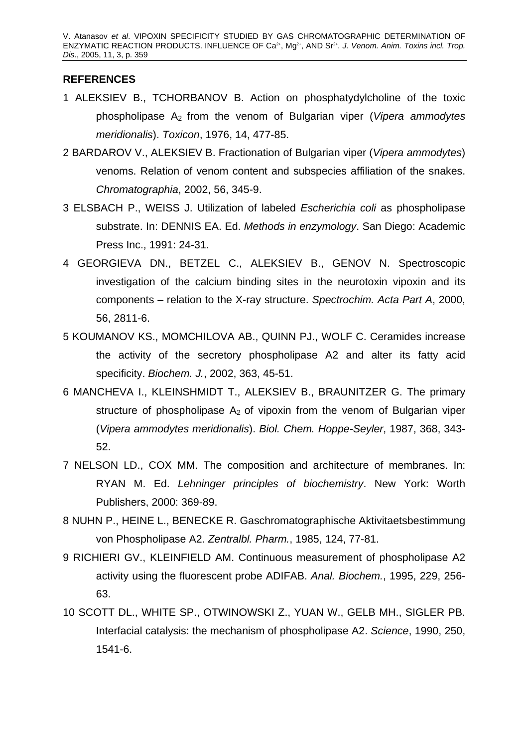## REFERENCES

1 ALEKSIEV B., TCHORBANOV B. Action on phosphatydylcholine of the toxic phospholipase $A_2$ from the venom of Bulgarian viper (*Vipera ammodytes meridionalis*). *Toxicon*, 1976, 14, 477-85.

2 BARDAROV V., ALEKSIEV B. Fractionation of Bulgarian viper (*Vipera ammodytes*) venoms. Relation of venom content and subspecies affiliation of the snakes. *Chromatographia*, 2002, 56, 345-9.

3 ELSBACH P., WEISS J. Utilization of labeled *Escherichia coli* as phospholipase substrate. In: DENNIS EA. Ed. *Methods in enzymology*. San Diego: Academic Press Inc., 1991: 24-31.

4 GEORGIEVA DN., BETZEL C., ALEKSIEV B., GENOV N. Spectroscopic investigation of the calcium binding sites in the neurotoxin vipoxin and its components – relation to the X-ray structure. *Spectrochim. Acta Part A*, 2000, 56, 2811-6.

5 KOUMANOV KS., MOMCHILOVA AB., QUINN PJ., WOLF C. Ceramides increase the activity of the secretory phospholipase A2 and alter its fatty acid specificity. *Biochem. J.*, 2002, 363, 45-51.

6 MANCHEVA I., KLEINSHMIDT T., ALEKSIEV B., BRAUNITZER G. The primary structure of phospholipase $A_2$ of vipoxin from the venom of Bulgarian viper (*Vipera ammodytes meridionalis*). *Biol. Chem. Hoppe-Seyler*, 1987, 368, 343-52.

7 NELSON LD., COX MM. The composition and architecture of membranes. In: RYAN M. Ed. *Lehninger principles of biochemistry*. New York: Worth Publishers, 2000: 369-89.

8 NUHN P., HEINE L., BENECKE R. Gaschromatographische Aktivitaetsbestimmung von Phospholipase A2. *Zentralbl. Pharm.*, 1985, 124, 77-81.

9 RICHIERI GV., KLEINFIELD AM. Continuous measurement of phospholipase A2 activity using the fluorescent probe ADIFAB. *Anal. Biochem.*, 1995, 229, 256-63.

10 SCOTT DL., WHITE SP., OTWINOWSKI Z., YUAN W., GELB MH., SIGLER PB. Interfacial catalysis: the mechanism of phospholipase A2. *Science*, 1990, 250, 1541-6.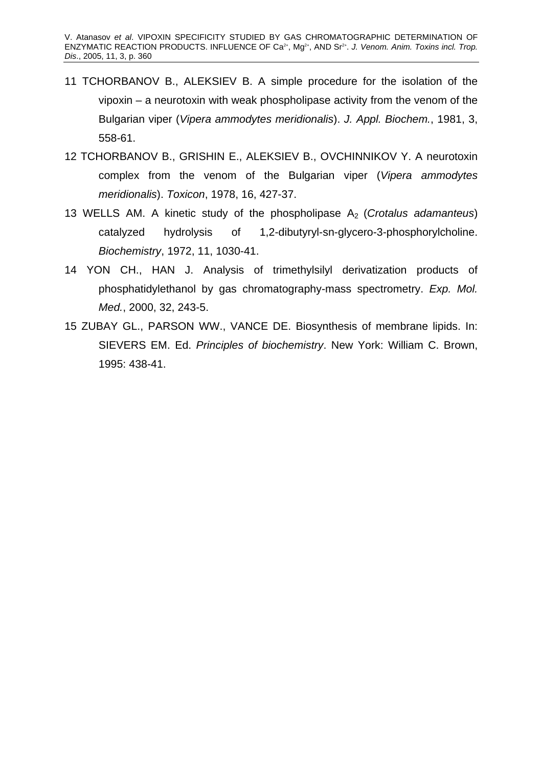11 TCHORBANOV B., ALEKSIEV B. A simple procedure for the isolation of the vipoxin – a neurotoxin with weak phospholipase activity from the venom of the Bulgarian viper (*Vipera ammodytes meridionalis*). *J. Appl. Biochem.*, 1981, 3, 558-61.

12 TCHORBANOV B., GRISHIN E., ALEKSIEV B., OVCHINNIKOV Y. A neurotoxin complex from the venom of the Bulgarian viper (*Vipera ammodytes meridionalis*). *Toxicon*, 1978, 16, 427-37.

13 WELLS AM. A kinetic study of the phospholipase $A_2$ (*Crotalus adamanteus*) catalyzed hydrolysis of 1,2-dibutyryl-sn-glycero-3-phosphorylcholine. *Biochemistry*, 1972, 11, 1030-41.

14 YON CH., HAN J. Analysis of trimethylsilyl derivatization products of phosphatidylethanol by gas chromatography-mass spectrometry. *Exp. Mol. Med.*, 2000, 32, 243-5.

15 ZUBAY GL., PARSON WW., VANCE DE. Biosynthesis of membrane lipids. In: SIEVERS EM. Ed. *Principles of biochemistry*. New York: William C. Brown, 1995: 438-41.